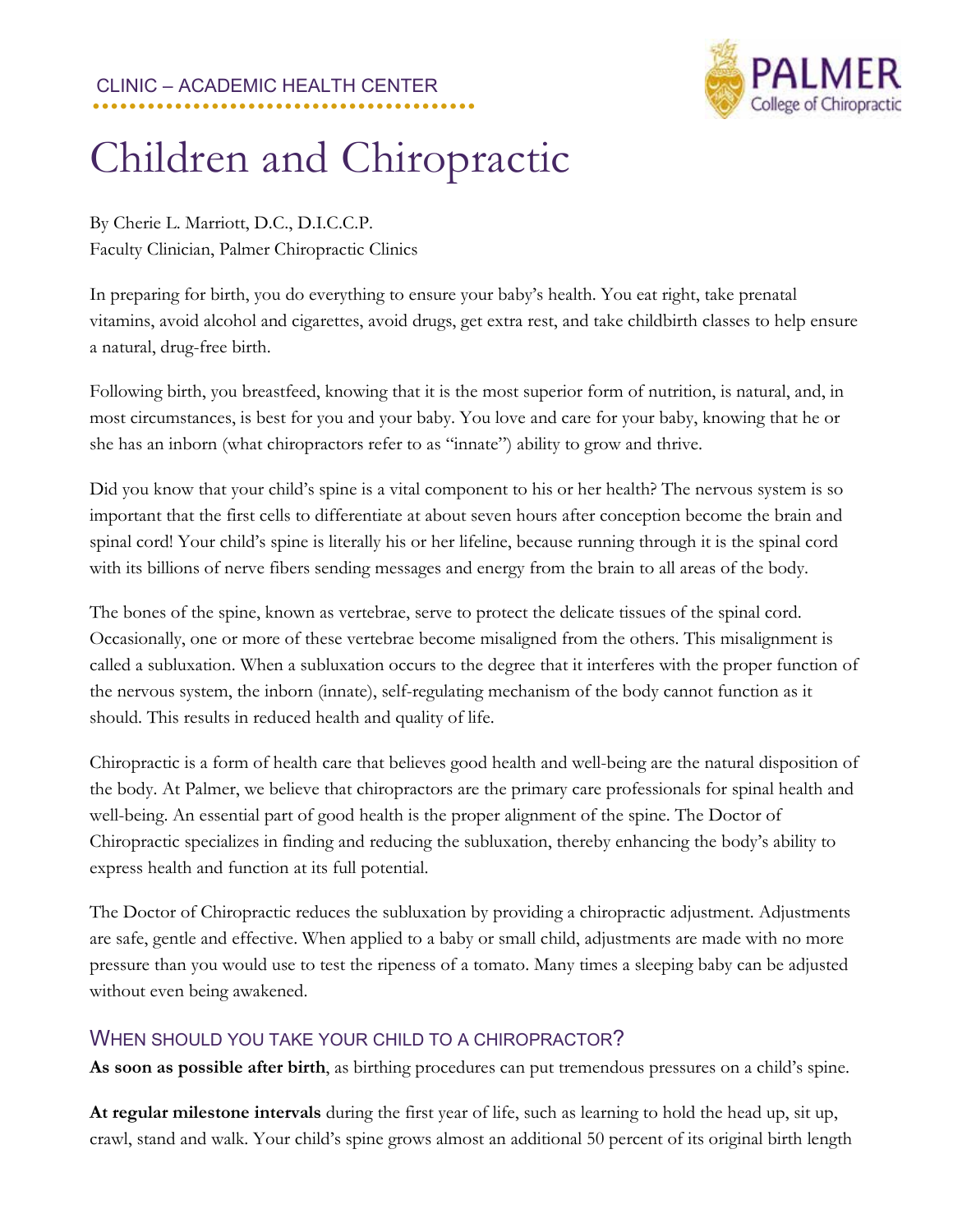CLINIC – ACADEMIC HEALTH CENTER

# Children and Chiropractic

By Cherie L. Marriott, D.C., D.I.C.C.P.
Faculty Clinician, Palmer Chiropractic Clinics

In preparing for birth, you do everything to ensure your baby's health. You eat right, take prenatal vitamins, avoid alcohol and cigarettes, avoid drugs, get extra rest, and take childbirth classes to help ensure a natural, drug-free birth.

Following birth, you breastfeed, knowing that it is the most superior form of nutrition, is natural, and, in most circumstances, is best for you and your baby. You love and care for your baby, knowing that he or she has an inborn (what chiropractors refer to as "innate") ability to grow and thrive.

Did you know that your child's spine is a vital component to his or her health? The nervous system is so important that the first cells to differentiate at about seven hours after conception become the brain and spinal cord! Your child's spine is literally his or her lifeline, because running through it is the spinal cord with its billions of nerve fibers sending messages and energy from the brain to all areas of the body.

The bones of the spine, known as vertebrae, serve to protect the delicate tissues of the spinal cord. Occasionally, one or more of these vertebrae become misaligned from the others. This misalignment is called a subluxation. When a subluxation occurs to the degree that it interferes with the proper function of the nervous system, the inborn (innate), self-regulating mechanism of the body cannot function as it should. This results in reduced health and quality of life.

Chiropractic is a form of health care that believes good health and well-being are the natural disposition of the body. At Palmer, we believe that chiropractors are the primary care professionals for spinal health and well-being. An essential part of good health is the proper alignment of the spine. The Doctor of Chiropractic specializes in finding and reducing the subluxation, thereby enhancing the body's ability to express health and function at its full potential.

The Doctor of Chiropractic reduces the subluxation by providing a chiropractic adjustment. Adjustments are safe, gentle and effective. When applied to a baby or small child, adjustments are made with no more pressure than you would use to test the ripeness of a tomato. Many times a sleeping baby can be adjusted without even being awakened.

## When should you take your child to a chiropractor?

**As soon as possible after birth**, as birthing procedures can put tremendous pressures on a child's spine.

**At regular milestone intervals** during the first year of life, such as learning to hold the head up, sit up, crawl, stand and walk. Your child's spine grows almost an additional 50 percent of its original birth length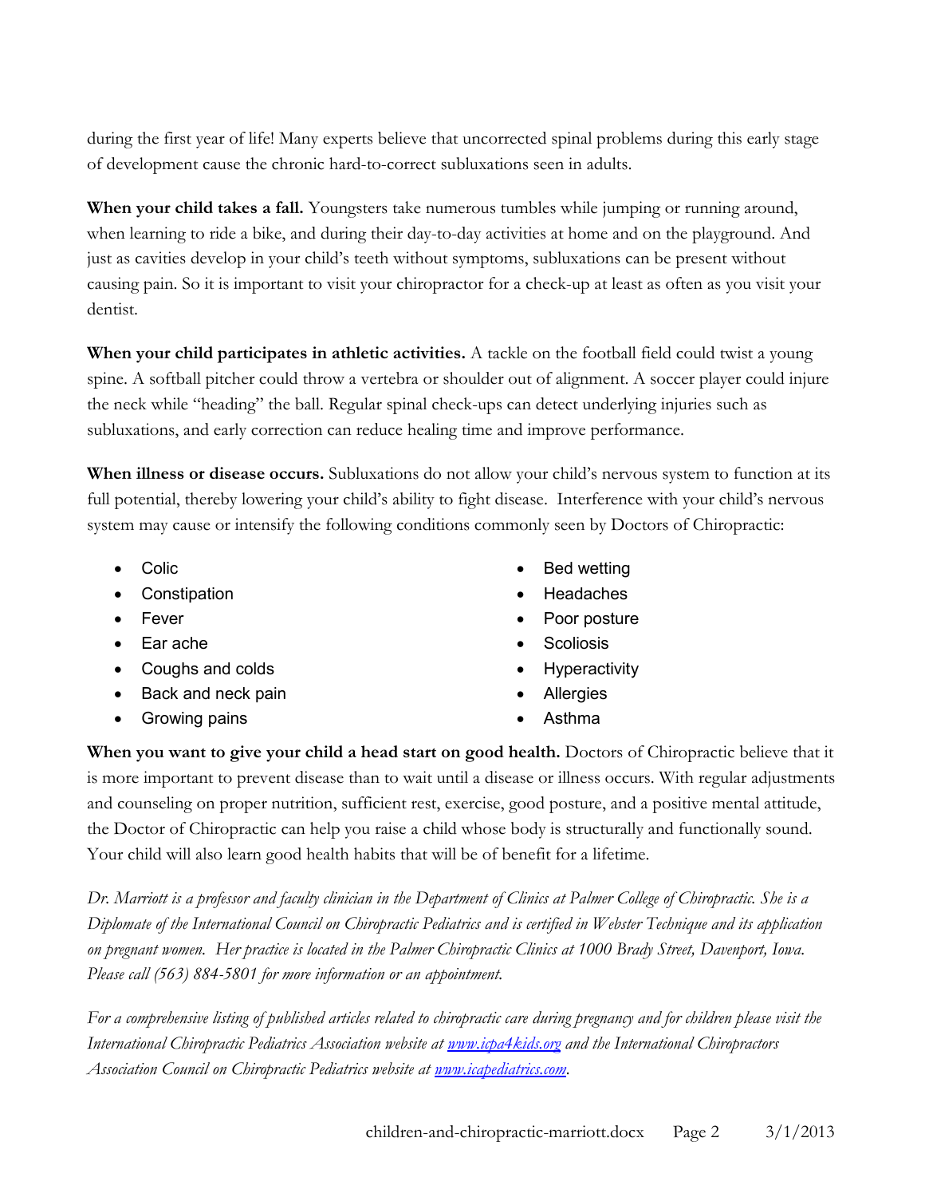during the first year of life! Many experts believe that uncorrected spinal problems during this early stage of development cause the chronic hard-to-correct subluxations seen in adults.

**When your child takes a fall.** Youngsters take numerous tumbles while jumping or running around, when learning to ride a bike, and during their day-to-day activities at home and on the playground. And just as cavities develop in your child's teeth without symptoms, subluxations can be present without causing pain. So it is important to visit your chiropractor for a check-up at least as often as you visit your dentist.

**When your child participates in athletic activities.** A tackle on the football field could twist a young spine. A softball pitcher could throw a vertebra or shoulder out of alignment. A soccer player could injure the neck while "heading" the ball. Regular spinal check-ups can detect underlying injuries such as subluxations, and early correction can reduce healing time and improve performance.

**When illness or disease occurs.** Subluxations do not allow your child's nervous system to function at its full potential, thereby lowering your child's ability to fight disease. Interference with your child's nervous system may cause or intensify the following conditions commonly seen by Doctors of Chiropractic:

- Colic
- Constipation
- Fever
- Ear ache
- Coughs and colds
- Back and neck pain
- Growing pains
- Bed wetting
- Headaches
- Poor posture
- Scoliosis
- Hyperactivity
- Allergies
- Asthma

**When you want to give your child a head start on good health.** Doctors of Chiropractic believe that it is more important to prevent disease than to wait until a disease or illness occurs. With regular adjustments and counseling on proper nutrition, sufficient rest, exercise, good posture, and a positive mental attitude, the Doctor of Chiropractic can help you raise a child whose body is structurally and functionally sound. Your child will also learn good health habits that will be of benefit for a lifetime.

*Dr. Marriott is a professor and faculty clinician in the Department of Clinics at Palmer College of Chiropractic. She is a Diplomate of the International Council on Chiropractic Pediatrics and is certified in Webster Technique and its application on pregnant women. Her practice is located in the Palmer Chiropractic Clinics at 1000 Brady Street, Davenport, Iowa. Please call (563) 884-5801 for more information or an appointment.*

*For a comprehensive listing of published articles related to chiropractic care during pregnancy and for children please visit the International Chiropractic Pediatrics Association website at [www.icpa4kids.org](http://www.icpa4kids.org) and the International Chiropractors Association Council on Chiropractic Pediatrics website at [www.icapediatrics.com](http://www.icapediatrics.com).*